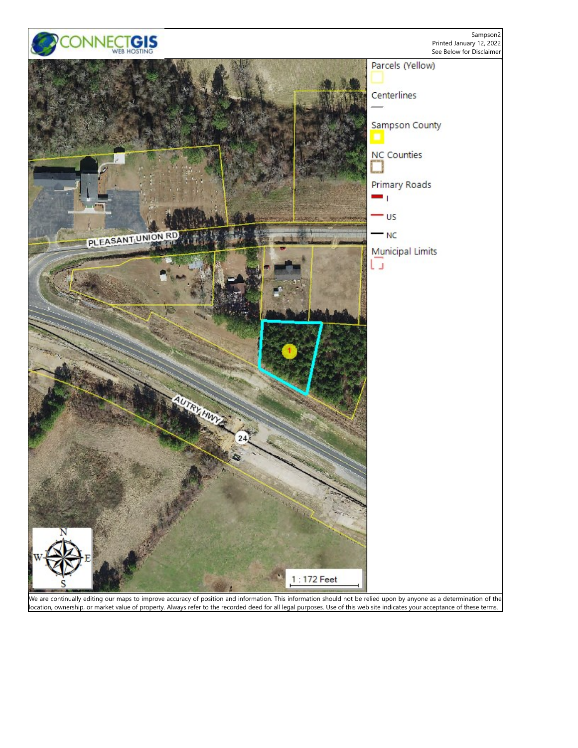CONNECTGIS WEB HOSTING

Sampson2
Printed January 12, 2022
See Below for Disclaimer

PLEASANT UNION RD

AUTRY HWY

24

1

1 : 172 Feet

Parcels (Yellow)

Centerlines

Sampson County

NC Counties

Primary Roads

- I
- US
- NC

Municipal Limits

We are continually editing our maps to improve accuracy of position and information. This information should not be relied upon by anyone as a determination of the location, ownership, or market value of property. Always refer to the recorded deed for all legal purposes. Use of this web site indicates your acceptance of these terms.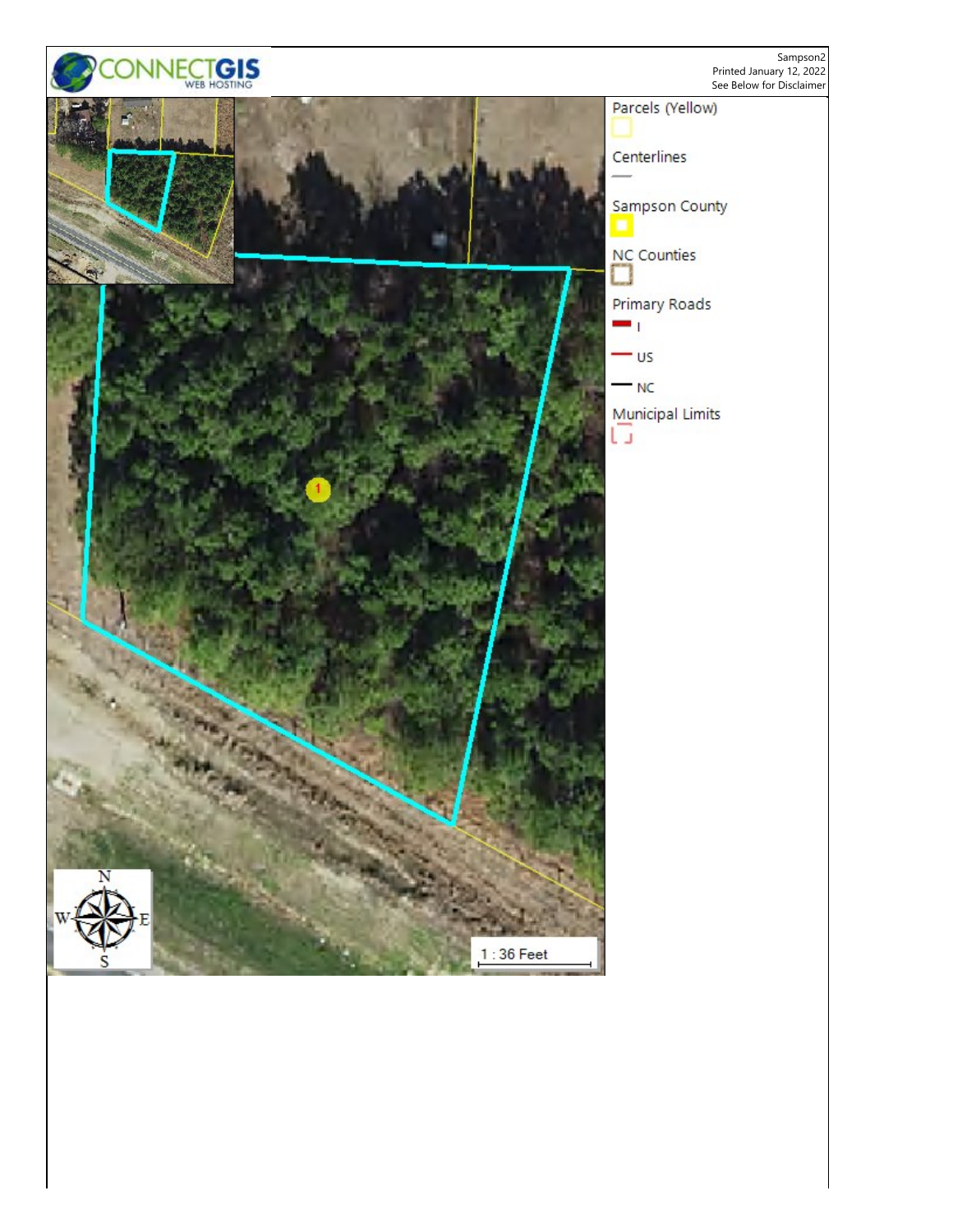CONNECTGIS WEB HOSTING

Sampson2
Printed January 12, 2022
See Below for Disclaimer

Parcels (Yellow)

Centerlines

Sampson County

NC Counties

Primary Roads

- I
- US
- NC

Municipal Limits

1 : 36 Feet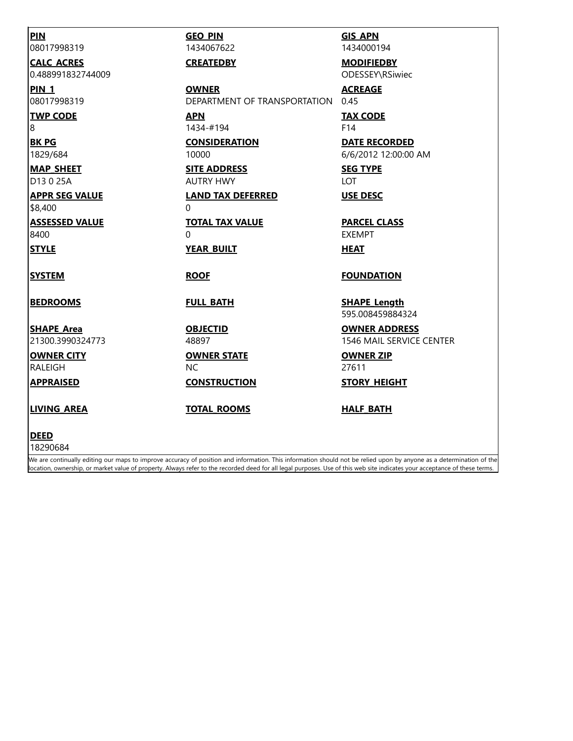| | | |
|---|---|---|
| **PIN**<br>08017998319 | **GEO_PIN**<br>1434067622 | **GIS_APN**<br>1434000194 |
| **CALC_ACRES**<br>0.488991832744009 | **CREATEDBY** | **MODIFIEDBY**<br>ODESSEY\RSiwiec |
| **PIN_1**<br>08017998319 | **OWNER**<br>DEPARTMENT OF TRANSPORTATION | **ACREAGE**<br>0.45 |
| **TWP CODE**<br>8 | **APN**<br>1434-#194 | **TAX CODE**<br>F14 |
| **BK PG**<br>1829/684 | **CONSIDERATION**<br>10000 | **DATE RECORDED**<br>6/6/2012 12:00:00 AM |
| **MAP_SHEET**<br>D13 0 25A | **SITE ADDRESS**<br>AUTRY HWY | **SEG TYPE**<br>LOT |
| **APPR SEG VALUE**<br>$8,400 | **LAND TAX DEFERRED**<br>0 | **USE DESC** |
| **ASSESSED VALUE**<br>8400 | **TOTAL TAX VALUE**<br>0 | **PARCEL CLASS**<br>EXEMPT |
| **STYLE** | **YEAR_BUILT** | **HEAT** |
| **SYSTEM** | **ROOF** | **FOUNDATION** |
| **BEDROOMS** | **FULL_BATH** | **SHAPE_Length**<br>595.008459884324 |
| **SHAPE_Area**<br>21300.3990324773 | **OBJECTID**<br>48897 | **OWNER ADDRESS**<br>1546 MAIL SERVICE CENTER |
| **OWNER CITY**<br>RALEIGH | **OWNER STATE**<br>NC | **OWNER ZIP**<br>27611 |
| **APPRAISED** | **CONSTRUCTION** | **STORY_HEIGHT** |
| **LIVING_AREA** | **TOTAL_ROOMS** | **HALF_BATH** |
| **DEED**<br>18290684 | | |

We are continually editing our maps to improve accuracy of position and information. This information should not be relied upon by anyone as a determination of the location, ownership, or market value of property. Always refer to the recorded deed for all legal purposes. Use of this web site indicates your acceptance of these terms.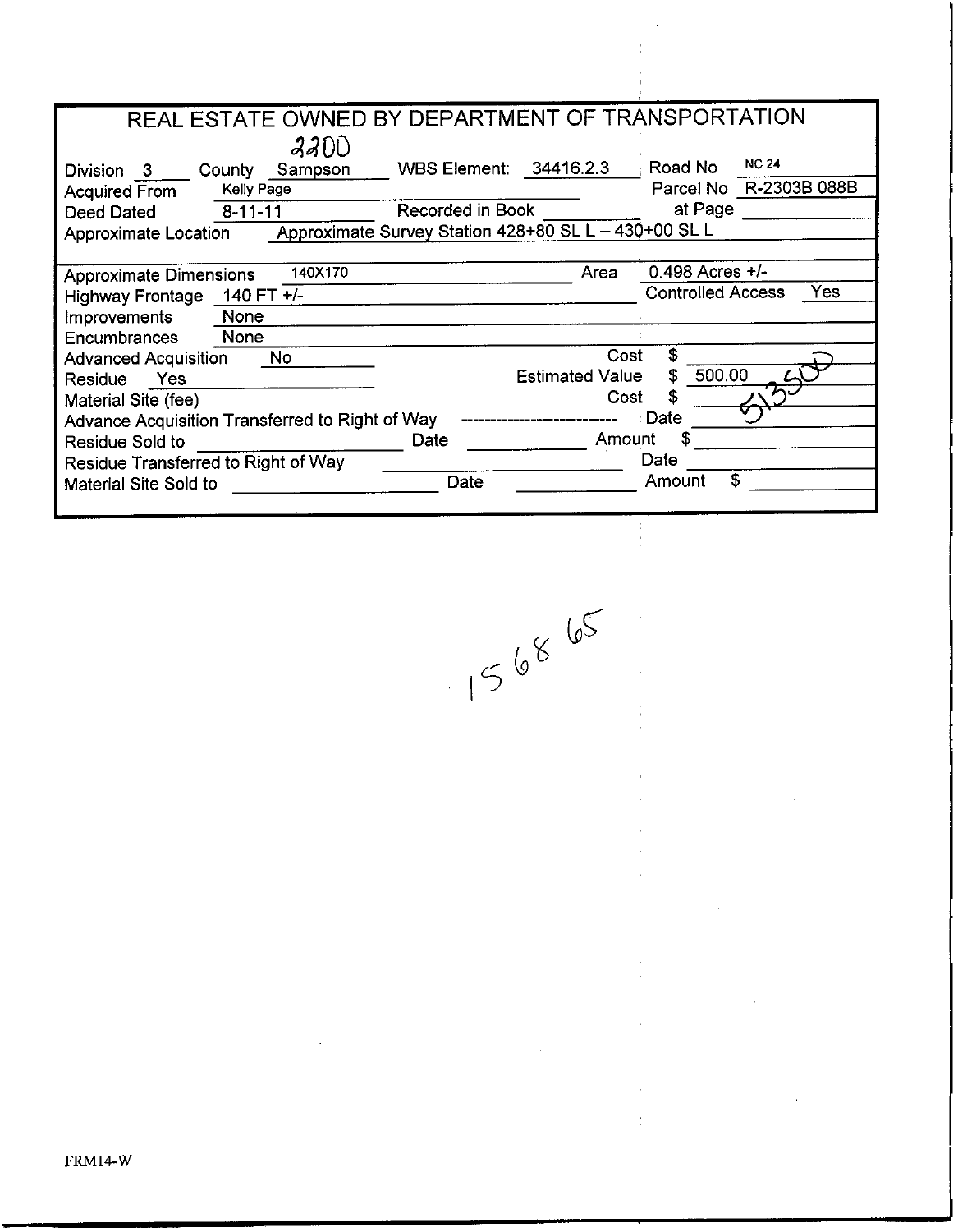# REAL ESTATE OWNED BY DEPARTMENT OF TRANSPORTATION

2200

Division 3 County Sampson WBS Element: 34416.2.3 Road No NC 24

Acquired From Kelly Page Parcel No R-2303B 088B

Deed Dated 8-11-11 Recorded in Book ______ at Page ______

Approximate Location Approximate Survey Station 428+80 SL L – 430+00 SL L

Approximate Dimensions 140X170 Area 0.498 Acres +/-

Highway Frontage 140 FT +/- Controlled Access Yes

Improvements None

Encumbrances None

Advanced Acquisition No Cost $ ______

Residue Yes Estimated Value $ 500.00 51350

Material Site (fee) Cost $ ______

Advance Acquisition Transferred to Right of Way -------------------------- Date ______

Residue Sold to ______ Date ______ Amount $ ______

Residue Transferred to Right of Way ______ Date ______

Material Site Sold to ______ Date ______ Amount $ ______

156865

FRM14-W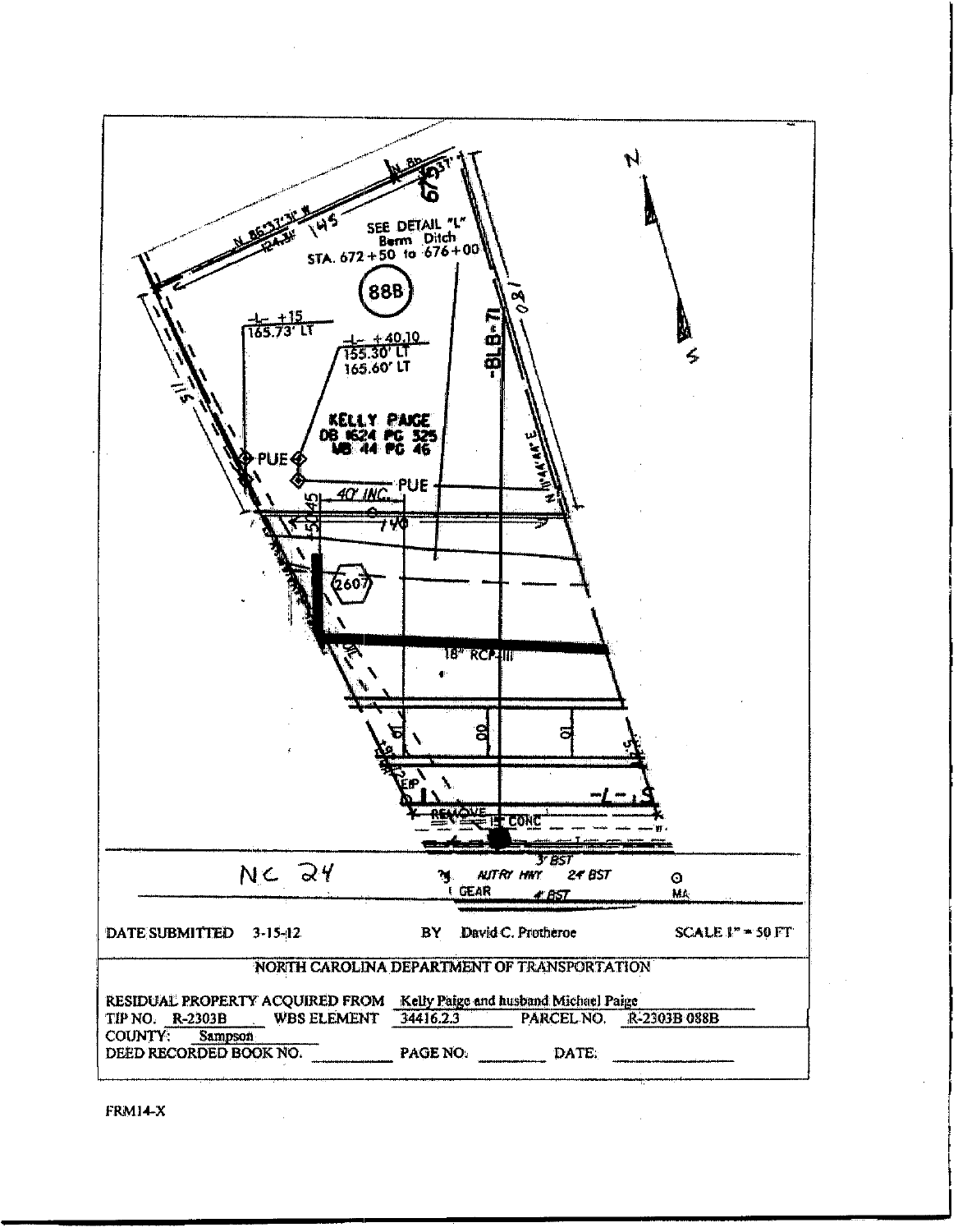SEE DETAIL "L"
Berm Ditch
STA. 672 + 50 to 676 + 00

88B

-L- +15
165.73' LT

-L- +40.10
155.30' LT
165.60' LT

**KELLY PAIGE**
**DB 1624 PG 325**
**MB 44 PG 46**

PUE

PUE

40' INC.

-BLB-71

2607

18" RCP-III

REMOVE 15" CONC

NC 24

AUTRY HWY 24' BST

DATE SUBMITTED 3-15-12 BY David C. Protheroe SCALE 1" = 50 FT

NORTH CAROLINA DEPARTMENT OF TRANSPORTATION

RESIDUAL PROPERTY ACQUIRED FROM Kelly Paige and husband Michael Paige
TIP NO. R-2303B WBS ELEMENT 34416.2.3 PARCEL NO. R-2303B 088B
COUNTY: Sampson
DEED RECORDED BOOK NO. ________ PAGE NO. ________ DATE: ________

FRM14-X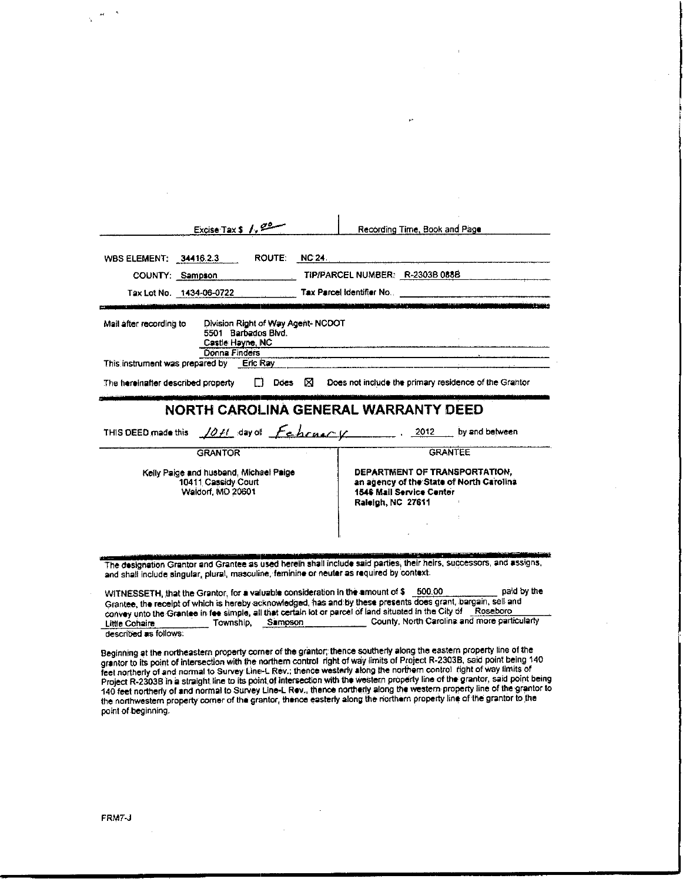Excise Tax $ 1.00 | Recording Time, Book and Page

WBS ELEMENT: 34416.2.3 ROUTE: NC 24

COUNTY: Sampson TIP/PARCEL NUMBER: R-2303B 088B

Tax Lot No. 1434-06-0722 Tax Parcel Identifier No.

Mail after recording to Division Right of Way Agent- NCDOT
5501 Barbados Blvd.
Castle Hayne, NC
Donna Finders

This instrument was prepared by Eric Ray

The hereinafter described property ☐ Does ☒ Does not include the primary residence of the Grantor

# NORTH CAROLINA GENERAL WARRANTY DEED

THIS DEED made this 10th day of February, 2012 by and between

| GRANTOR | GRANTEE |
|---|---|
| Kelly Paige and husband, Michael Paige<br>10411 Cassidy Court<br>Waldorf, MD 20601 | **DEPARTMENT OF TRANSPORTATION, an agency of the State of North Carolina<br>1546 Mail Service Center<br>Raleigh, NC 27611** |

The designation Grantor and Grantee as used herein shall include said parties, their heirs, successors, and assigns, and shall include singular, plural, masculine, feminine or neuter as required by context.

WITNESSETH, that the Grantor, for a valuable consideration in the amount of $ 500.00 paid by the Grantee, the receipt of which is hereby acknowledged, has and by these presents does grant, bargain, sell and convey unto the Grantee in fee simple, all that certain lot or parcel of land situated in the City of Roseboro Little Cohaire Township, Sampson County, North Carolina and more particularly described as follows:

Beginning at the northeastern property corner of the grantor; thence southerly along the eastern property line of the grantor to its point of intersection with the northern control right of way limits of Project R-2303B, said point being 140 feet northerly of and normal to Survey Line-L Rev.; thence westerly along the northern control right of way limits of Project R-2303B in a straight line to its point of intersection with the western property line of the grantor, said point being 140 feet northerly of and normal to Survey Line-L Rev., thence northerly along the western property line of the grantor to the northwestern property corner of the grantor, thence easterly along the northern property line of the grantor to the point of beginning.

FRM7-J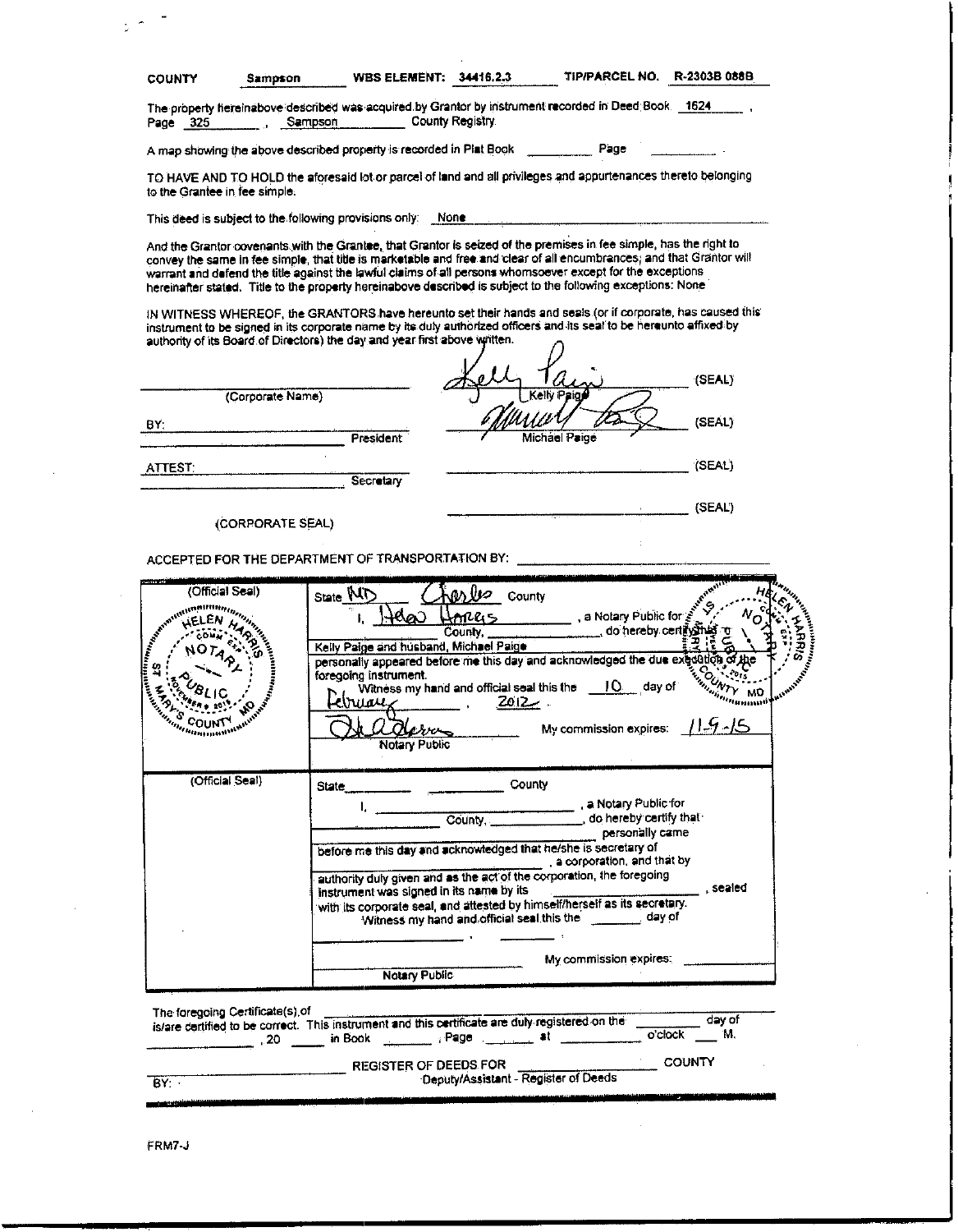**COUNTY** Sampson **WBS ELEMENT:** 34416.2.3 **TIP/PARCEL NO.** R-2303B 088B

The property hereinabove described was acquired by Grantor by instrument recorded in Deed Book 1624, Page 325, Sampson County Registry.

A map showing the above described property is recorded in Plat Book ________ Page ________.

TO HAVE AND TO HOLD the aforesaid lot or parcel of land and all privileges and appurtenances thereto belonging to the Grantee in fee simple.

This deed is subject to the following provisions only: None

And the Grantor covenants with the Grantee, that Grantor is seized of the premises in fee simple, has the right to convey the same in fee simple, that title is marketable and free and clear of all encumbrances, and that Grantor will warrant and defend the title against the lawful claims of all persons whomsoever except for the exceptions hereinafter stated. Title to the property hereinabove described is subject to the following exceptions: None

IN WITNESS WHEREOF, the GRANTORS have hereunto set their hands and seals (or if corporate, has caused this instrument to be signed in its corporate name by its duly authorized officers and its seal to be hereunto affixed by authority of its Board of Directors) the day and year first above written.

________________________ (Corporate Name)

BY: ________________________ President

ATTEST: ________________________ Secretary

(CORPORATE SEAL)

Kelly Paige (SEAL)

Michael Paige (SEAL)

________________________ (SEAL)

________________________ (SEAL)

ACCEPTED FOR THE DEPARTMENT OF TRANSPORTATION BY: ________________________

| | |
|---|---|
| (Official Seal) HELEN HARRIS NOTARY PUBLIC ST MARY'S COUNTY MD | State MD Charles County<br>I, Helen Harris, a Notary Public for ________ County, ________, do hereby certify that Kelly Paige and husband, Michael Paige personally appeared before me this day and acknowledged the due execution of the foregoing instrument.<br>Witness my hand and official seal this the 10 day of February, 2012.<br>________________________ Notary Public<br>My commission expires: 11-9-15 |
| (Official Seal) | State ________ ________ County<br>I, ________________, a Notary Public for ________ County, ________, do hereby certify that ________________ personally came before me this day and acknowledged that he/she is secretary of ________________, a corporation, and that by authority duly given and as the act of the corporation, the foregoing instrument was signed in its name by its ________________, sealed with its corporate seal, and attested by himself/herself as its secretary.<br>Witness my hand and official seal this the ________ day of ________, ________.<br>________________________ Notary Public<br>My commission expires: ________ |

The foregoing Certificate(s) of ________________________ is/are certified to be correct. This instrument and this certificate are duly registered on the ________ day of ________, 20____ in Book ________, Page ________ at ________ o'clock ____ M.

REGISTER OF DEEDS FOR ________________ COUNTY

BY: ________________ Deputy/Assistant - Register of Deeds

FRM7-J